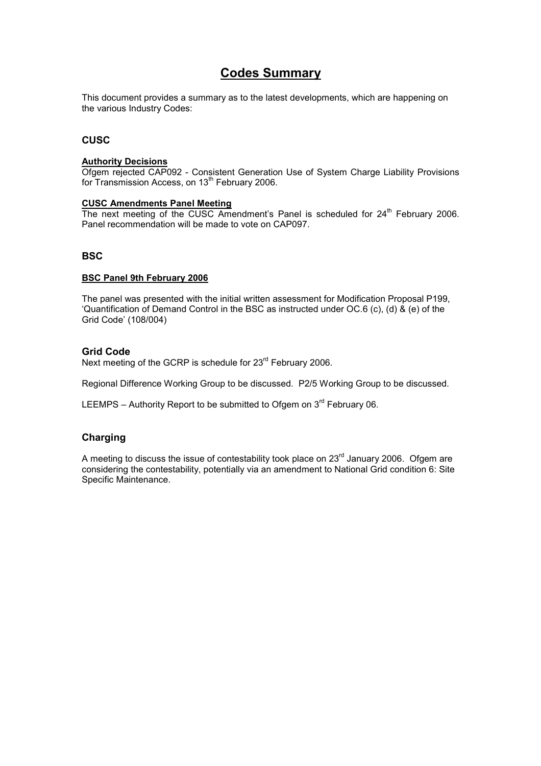# Codes Summary

This document provides a summary as to the latest developments, which are happening on the various Industry Codes:

## CUSC

**Authority Decisions**

Ofgem rejected CAP092 - Consistent Generation Use of System Charge Liability Provisions for Transmission Access, on 13th February 2006.

**CUSC Amendments Panel Meeting**

The next meeting of the CUSC Amendment's Panel is scheduled for 24th February 2006. Panel recommendation will be made to vote on CAP097.

## BSC

**BSC Panel 9th February 2006**

The panel was presented with the initial written assessment for Modification Proposal P199, 'Quantification of Demand Control in the BSC as instructed under OC.6 (c), (d) & (e) of the Grid Code' (108/004)

## Grid Code

Next meeting of the GCRP is schedule for 23rd February 2006.

Regional Difference Working Group to be discussed. P2/5 Working Group to be discussed.

LEEMPS – Authority Report to be submitted to Ofgem on 3rd February 06.

## Charging

A meeting to discuss the issue of contestability took place on 23rd January 2006. Ofgem are considering the contestability, potentially via an amendment to National Grid condition 6: Site Specific Maintenance.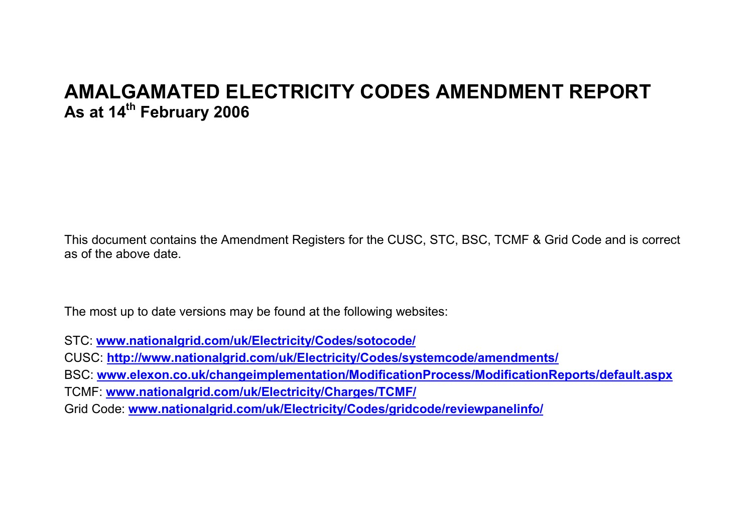# AMALGAMATED ELECTRICITY CODES AMENDMENT REPORT

## As at 14th February 2006

This document contains the Amendment Registers for the CUSC, STC, BSC, TCMF & Grid Code and is correct as of the above date.

The most up to date versions may be found at the following websites:

STC: **www.nationalgrid.com/uk/Electricity/Codes/sotocode/**
CUSC: **http://www.nationalgrid.com/uk/Electricity/Codes/systemcode/amendments/**
BSC: **www.elexon.co.uk/changeimplementation/ModificationProcess/ModificationReports/default.aspx**
TCMF: **www.nationalgrid.com/uk/Electricity/Charges/TCMF/**
Grid Code: **www.nationalgrid.com/uk/Electricity/Codes/gridcode/reviewpanelinfo/**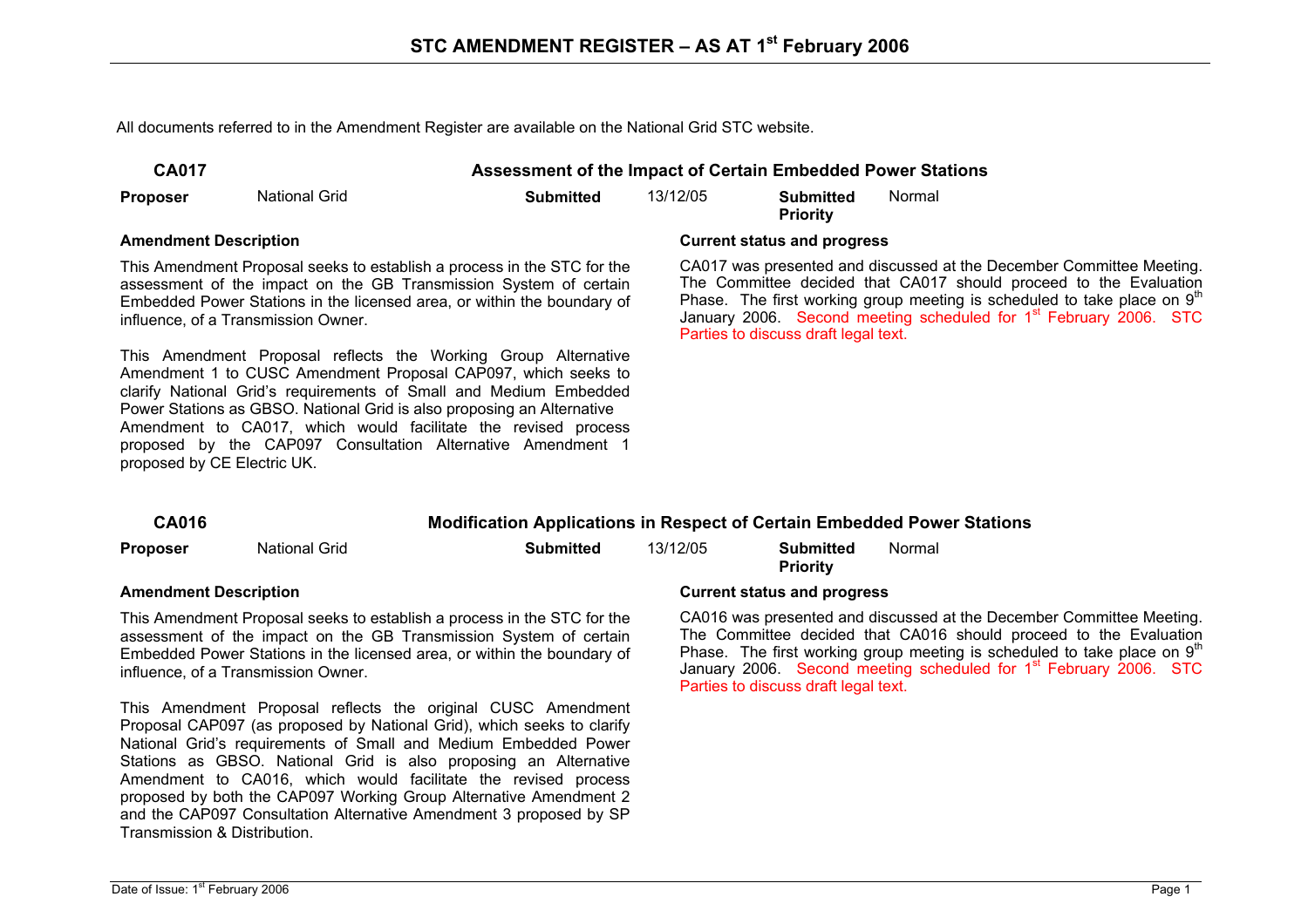# STC AMENDMENT REGISTER – AS AT 1st February 2006

All documents referred to in the Amendment Register are available on the National Grid STC website.

## CA017 — Assessment of the Impact of Certain Embedded Power Stations

| **Proposer** | National Grid | **Submitted** | 13/12/05 | **Submitted Priority** | Normal |
|---|---|---|---|---|---|

### Amendment Description

This Amendment Proposal seeks to establish a process in the STC for the assessment of the impact on the GB Transmission System of certain Embedded Power Stations in the licensed area, or within the boundary of influence, of a Transmission Owner.

This Amendment Proposal reflects the Working Group Alternative Amendment 1 to CUSC Amendment Proposal CAP097, which seeks to clarify National Grid's requirements of Small and Medium Embedded Power Stations as GBSO. National Grid is also proposing an Alternative Amendment to CA017, which would facilitate the revised process proposed by the CAP097 Consultation Alternative Amendment 1 proposed by CE Electric UK.

### Current status and progress

CA017 was presented and discussed at the December Committee Meeting. The Committee decided that CA017 should proceed to the Evaluation Phase. The first working group meeting is scheduled to take place on 9th January 2006. Second meeting scheduled for 1st February 2006. STC Parties to discuss draft legal text.

## CA016 — Modification Applications in Respect of Certain Embedded Power Stations

| **Proposer** | National Grid | **Submitted** | 13/12/05 | **Submitted Priority** | Normal |
|---|---|---|---|---|---|

### Amendment Description

This Amendment Proposal seeks to establish a process in the STC for the assessment of the impact on the GB Transmission System of certain Embedded Power Stations in the licensed area, or within the boundary of influence, of a Transmission Owner.

This Amendment Proposal reflects the original CUSC Amendment Proposal CAP097 (as proposed by National Grid), which seeks to clarify National Grid's requirements of Small and Medium Embedded Power Stations as GBSO. National Grid is also proposing an Alternative Amendment to CA016, which would facilitate the revised process proposed by both the CAP097 Working Group Alternative Amendment 2 and the CAP097 Consultation Alternative Amendment 3 proposed by SP Transmission & Distribution.

### Current status and progress

CA016 was presented and discussed at the December Committee Meeting. The Committee decided that CA016 should proceed to the Evaluation Phase. The first working group meeting is scheduled to take place on 9th January 2006. Second meeting scheduled for 1st February 2006. STC Parties to discuss draft legal text.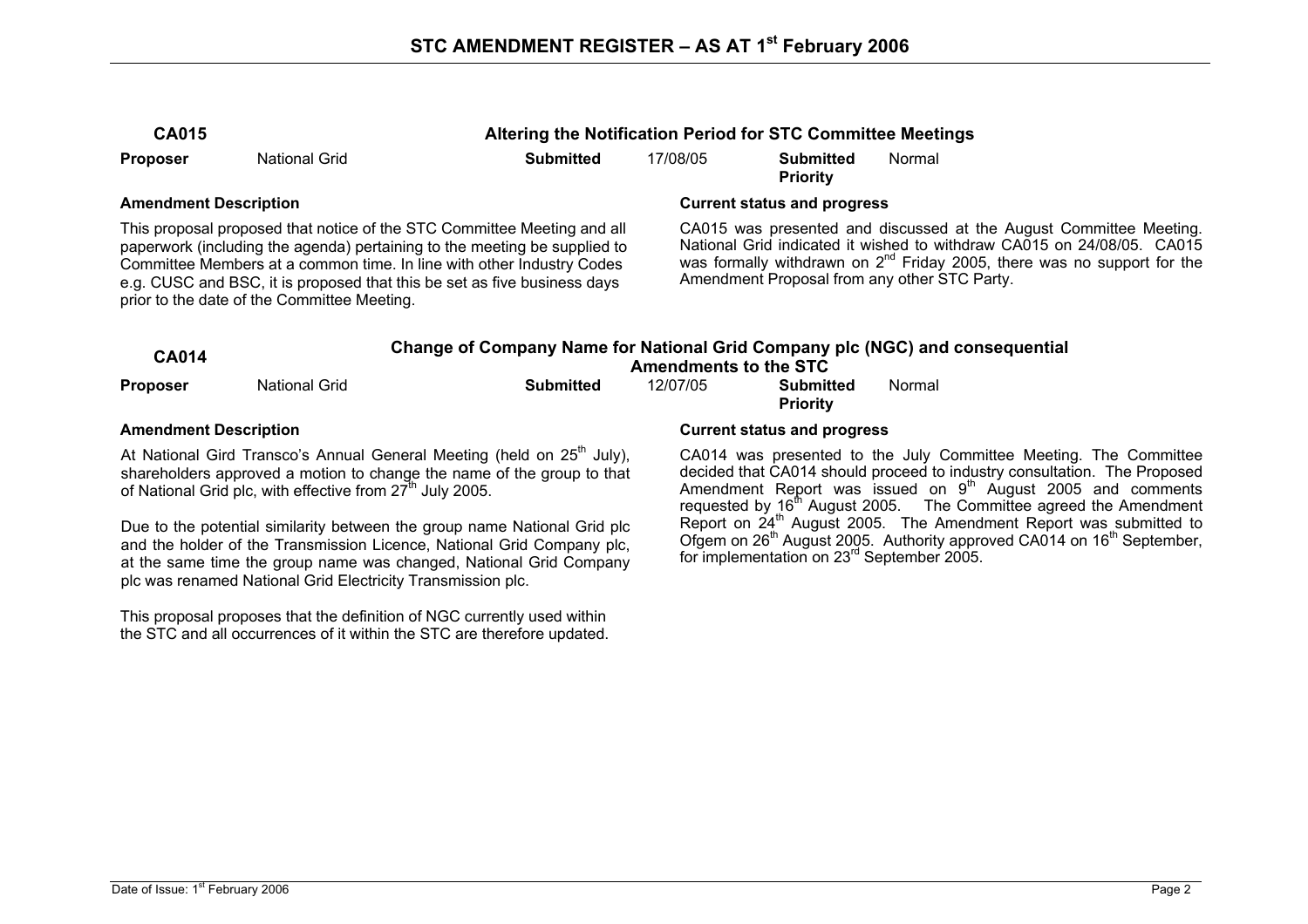# STC AMENDMENT REGISTER – AS AT 1st February 2006

## CA015 — Altering the Notification Period for STC Committee Meetings

| **Proposer** | National Grid | **Submitted** | 17/08/05 | **Submitted Priority** | Normal |
|---|---|---|---|---|---|

**Amendment Description**

This proposal proposed that notice of the STC Committee Meeting and all paperwork (including the agenda) pertaining to the meeting be supplied to Committee Members at a common time. In line with other Industry Codes e.g. CUSC and BSC, it is proposed that this be set as five business days prior to the date of the Committee Meeting.

**Current status and progress**

CA015 was presented and discussed at the August Committee Meeting. National Grid indicated it wished to withdraw CA015 on 24/08/05. CA015 was formally withdrawn on 2nd Friday 2005, there was no support for the Amendment Proposal from any other STC Party.

## CA014 — Change of Company Name for National Grid Company plc (NGC) and consequential Amendments to the STC

| **Proposer** | National Grid | **Submitted** | 12/07/05 | **Submitted Priority** | Normal |
|---|---|---|---|---|---|

**Amendment Description**

At National Gird Transco's Annual General Meeting (held on 25th July), shareholders approved a motion to change the name of the group to that of National Grid plc, with effective from 27th July 2005.

Due to the potential similarity between the group name National Grid plc and the holder of the Transmission Licence, National Grid Company plc, at the same time the group name was changed, National Grid Company plc was renamed National Grid Electricity Transmission plc.

This proposal proposes that the definition of NGC currently used within the STC and all occurrences of it within the STC are therefore updated.

**Current status and progress**

CA014 was presented to the July Committee Meeting. The Committee decided that CA014 should proceed to industry consultation. The Proposed Amendment Report was issued on 9th August 2005 and comments requested by 16th August 2005. The Committee agreed the Amendment Report on 24th August 2005. The Amendment Report was submitted to Ofgem on 26th August 2005. Authority approved CA014 on 16th September, for implementation on 23rd September 2005.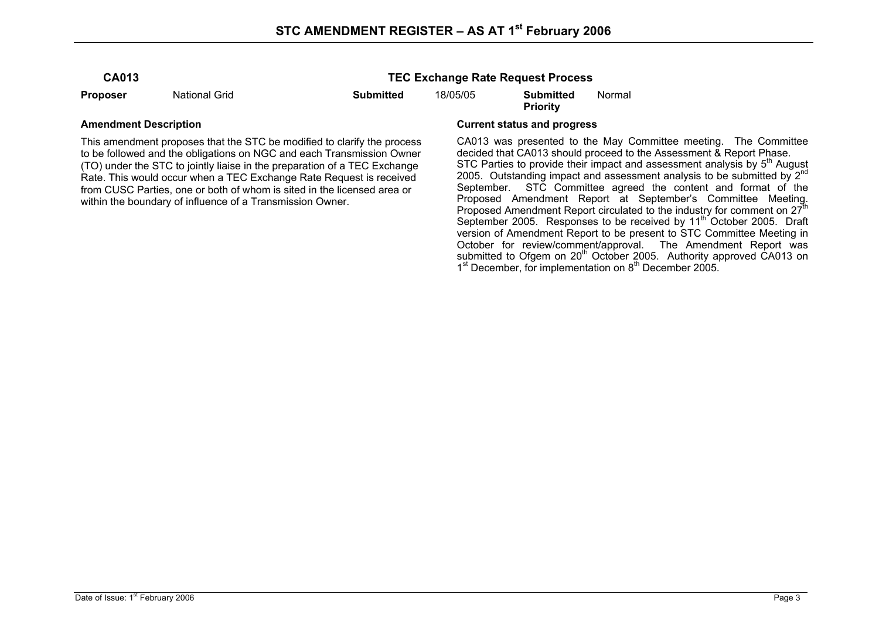# STC AMENDMENT REGISTER – AS AT 1st February 2006

| **CA013** | | **TEC Exchange Rate Request Process** | | | |
|---|---|---|---|---|---|
| **Proposer** | National Grid | **Submitted** | 18/05/05 | **Submitted Priority** | Normal |

**Amendment Description**

This amendment proposes that the STC be modified to clarify the process to be followed and the obligations on NGC and each Transmission Owner (TO) under the STC to jointly liaise in the preparation of a TEC Exchange Rate. This would occur when a TEC Exchange Rate Request is received from CUSC Parties, one or both of whom is sited in the licensed area or within the boundary of influence of a Transmission Owner.

**Current status and progress**

CA013 was presented to the May Committee meeting. The Committee decided that CA013 should proceed to the Assessment & Report Phase. STC Parties to provide their impact and assessment analysis by 5th August 2005. Outstanding impact and assessment analysis to be submitted by 2nd September. STC Committee agreed the content and format of the Proposed Amendment Report at September's Committee Meeting. Proposed Amendment Report circulated to the industry for comment on 27th September 2005. Responses to be received by 11th October 2005. Draft version of Amendment Report to be present to STC Committee Meeting in October for review/comment/approval. The Amendment Report was submitted to Ofgem on 20th October 2005. Authority approved CA013 on 1st December, for implementation on 8th December 2005.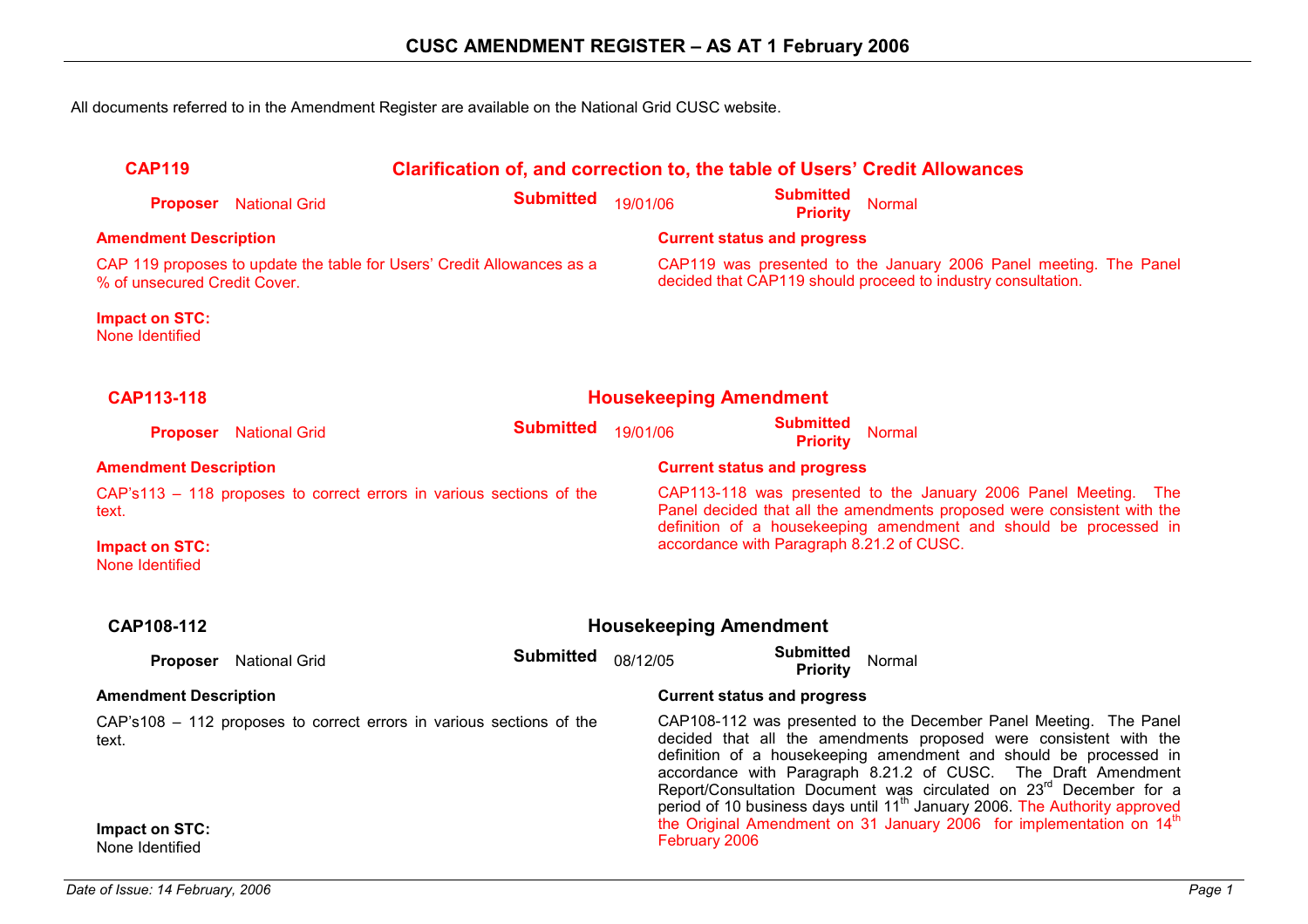# CUSC AMENDMENT REGISTER – AS AT 1 February 2006

All documents referred to in the Amendment Register are available on the National Grid CUSC website.

## CAP119 — Clarification of, and correction to, the table of Users' Credit Allowances

**Proposer** National Grid  **Submitted** 19/01/06  **Submitted Priority** Normal

**Amendment Description**

CAP 119 proposes to update the table for Users' Credit Allowances as a % of unsecured Credit Cover.

**Impact on STC:**
None Identified

**Current status and progress**

CAP119 was presented to the January 2006 Panel meeting. The Panel decided that CAP119 should proceed to industry consultation.

## CAP113-118 — Housekeeping Amendment

**Proposer** National Grid  **Submitted** 19/01/06  **Submitted Priority** Normal

**Amendment Description**

CAP's113 – 118 proposes to correct errors in various sections of the text.

**Impact on STC:**
None Identified

**Current status and progress**

CAP113-118 was presented to the January 2006 Panel Meeting. The Panel decided that all the amendments proposed were consistent with the definition of a housekeeping amendment and should be processed in accordance with Paragraph 8.21.2 of CUSC.

## CAP108-112 — Housekeeping Amendment

**Proposer** National Grid  **Submitted** 08/12/05  **Submitted Priority** Normal

**Amendment Description**

CAP's108 – 112 proposes to correct errors in various sections of the text.

**Impact on STC:**
None Identified

**Current status and progress**

CAP108-112 was presented to the December Panel Meeting. The Panel decided that all the amendments proposed were consistent with the definition of a housekeeping amendment and should be processed in accordance with Paragraph 8.21.2 of CUSC. The Draft Amendment Report/Consultation Document was circulated on 23rd December for a period of 10 business days until 11th January 2006. The Authority approved the Original Amendment on 31 January 2006 for implementation on 14th February 2006

*Date of Issue: 14 February, 2006*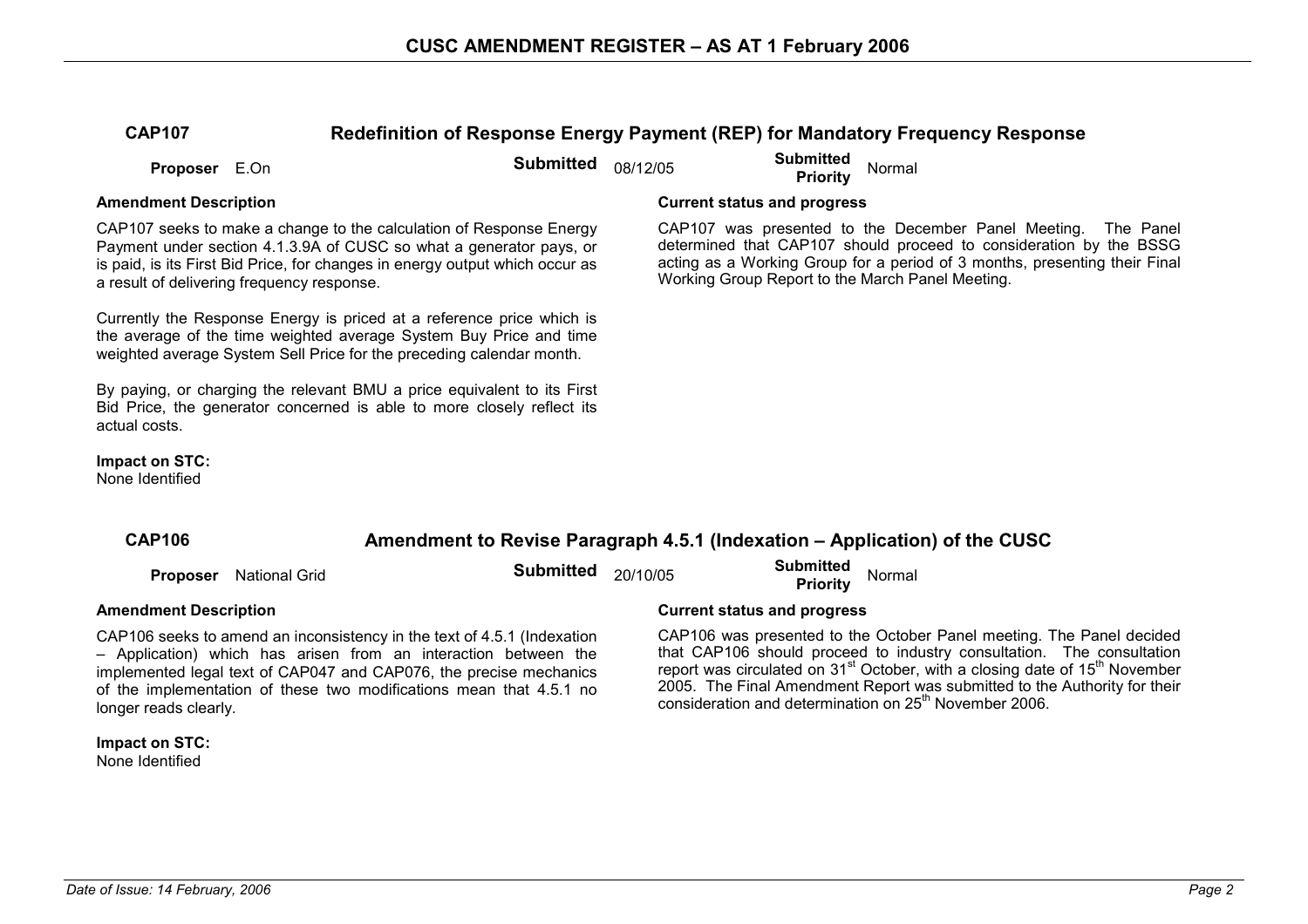# CUSC AMENDMENT REGISTER – AS AT 1 February 2006

## CAP107 — Redefinition of Response Energy Payment (REP) for Mandatory Frequency Response

**Proposer** E.On | **Submitted** 08/12/05 | **Submitted Priority** Normal

### Amendment Description

CAP107 seeks to make a change to the calculation of Response Energy Payment under section 4.1.3.9A of CUSC so what a generator pays, or is paid, is its First Bid Price, for changes in energy output which occur as a result of delivering frequency response.

Currently the Response Energy is priced at a reference price which is the average of the time weighted average System Buy Price and time weighted average System Sell Price for the preceding calendar month.

By paying, or charging the relevant BMU a price equivalent to its First Bid Price, the generator concerned is able to more closely reflect its actual costs.

**Impact on STC:**
None Identified

### Current status and progress

CAP107 was presented to the December Panel Meeting. The Panel determined that CAP107 should proceed to consideration by the BSSG acting as a Working Group for a period of 3 months, presenting their Final Working Group Report to the March Panel Meeting.

## CAP106 — Amendment to Revise Paragraph 4.5.1 (Indexation – Application) of the CUSC

**Proposer** National Grid | **Submitted** 20/10/05 | **Submitted Priority** Normal

### Amendment Description

CAP106 seeks to amend an inconsistency in the text of 4.5.1 (Indexation – Application) which has arisen from an interaction between the implemented legal text of CAP047 and CAP076, the precise mechanics of the implementation of these two modifications mean that 4.5.1 no longer reads clearly.

**Impact on STC:**
None Identified

### Current status and progress

CAP106 was presented to the October Panel meeting. The Panel decided that CAP106 should proceed to industry consultation. The consultation report was circulated on 31st October, with a closing date of 15th November 2005. The Final Amendment Report was submitted to the Authority for their consideration and determination on 25th November 2006.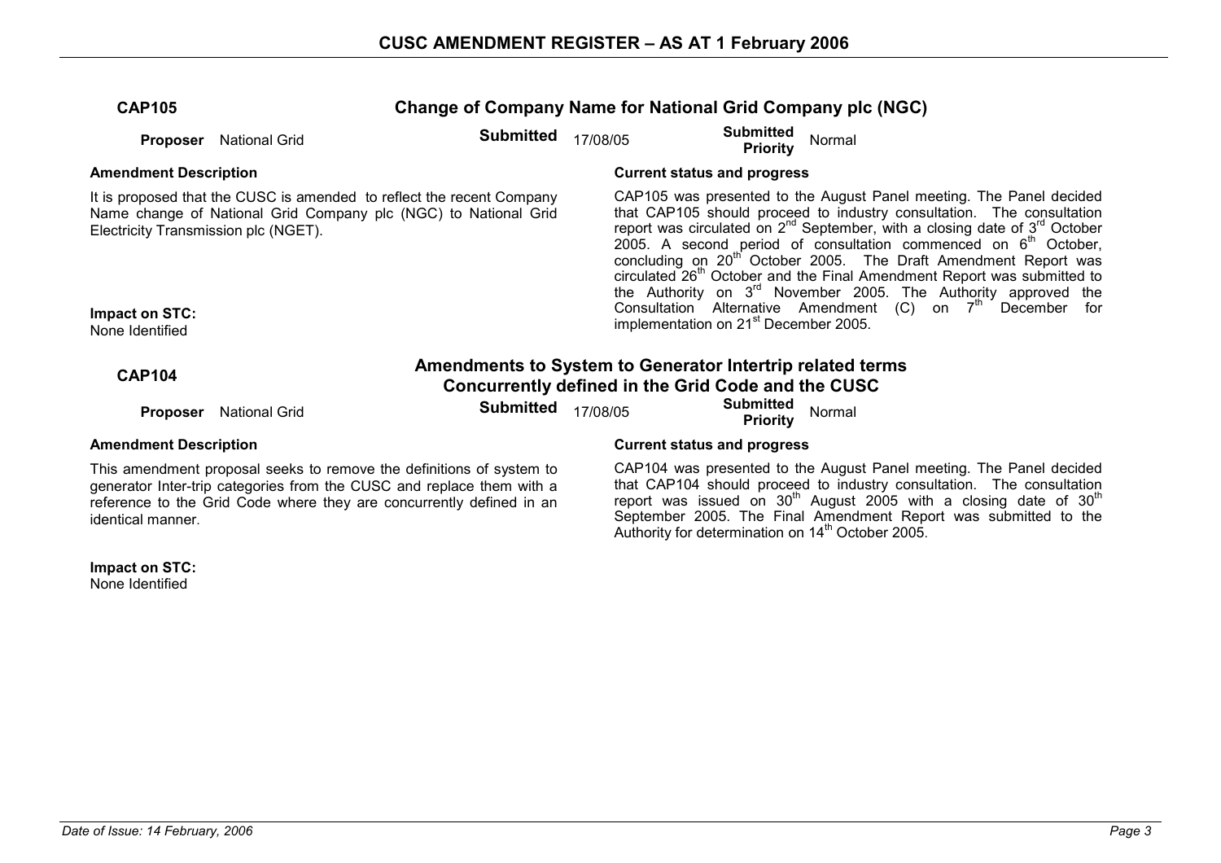## CAP105 — Change of Company Name for National Grid Company plc (NGC)

**Proposer** National Grid **Submitted** 17/08/05 **Submitted Priority** Normal

**Amendment Description**

It is proposed that the CUSC is amended to reflect the recent Company Name change of National Grid Company plc (NGC) to National Grid Electricity Transmission plc (NGET).

**Impact on STC:**
None Identified

**Current status and progress**

CAP105 was presented to the August Panel meeting. The Panel decided that CAP105 should proceed to industry consultation. The consultation report was circulated on 2nd September, with a closing date of 3rd October 2005. A second period of consultation commenced on 6th October, concluding on 20th October 2005. The Draft Amendment Report was circulated 26th October and the Final Amendment Report was submitted to the Authority on 3rd November 2005. The Authority approved the Consultation Alternative Amendment (C) on 7th December for implementation on 21st December 2005.

## CAP104 — Amendments to System to Generator Intertrip related terms Concurrently defined in the Grid Code and the CUSC

**Proposer** National Grid **Submitted** 17/08/05 **Submitted Priority** Normal

**Amendment Description**

This amendment proposal seeks to remove the definitions of system to generator Inter-trip categories from the CUSC and replace them with a reference to the Grid Code where they are concurrently defined in an identical manner.

**Impact on STC:**
None Identified

**Current status and progress**

CAP104 was presented to the August Panel meeting. The Panel decided that CAP104 should proceed to industry consultation. The consultation report was issued on 30th August 2005 with a closing date of 30th September 2005. The Final Amendment Report was submitted to the Authority for determination on 14th October 2005.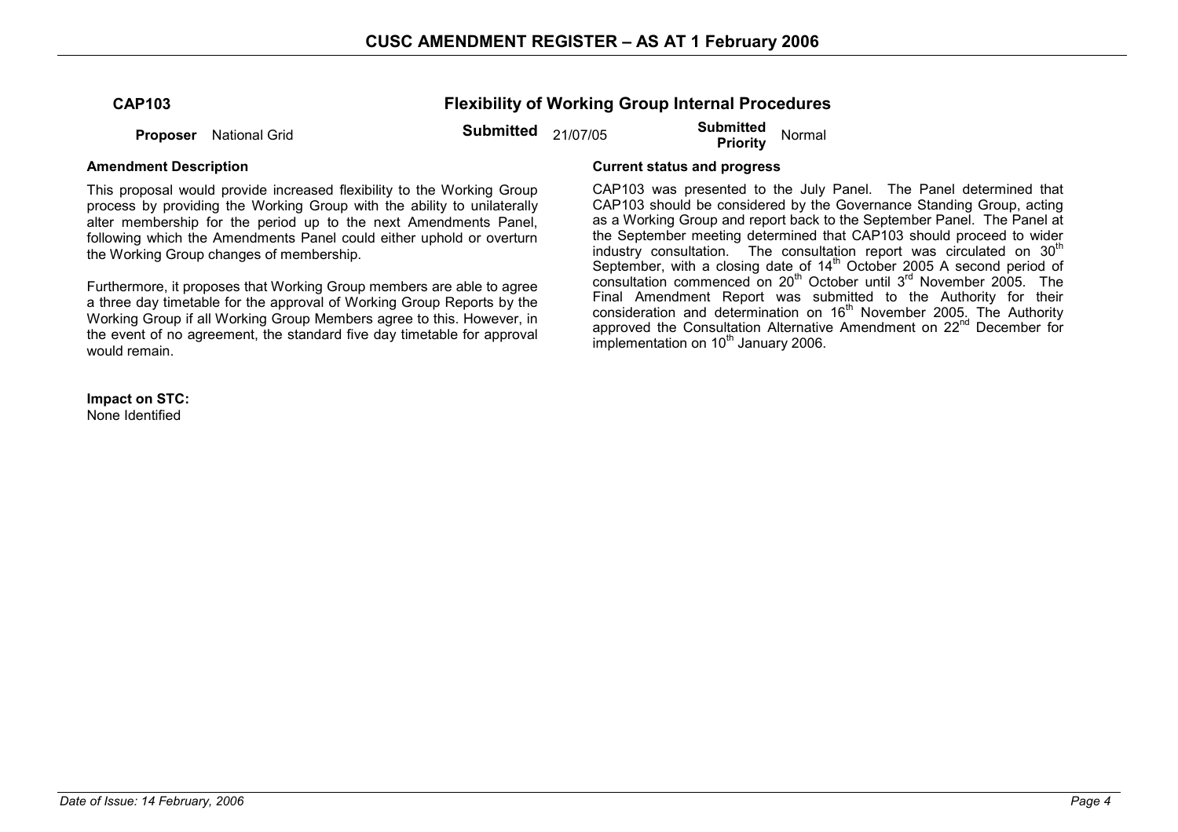## CAP103 — Flexibility of Working Group Internal Procedures

**Proposer** National Grid **Submitted** 21/07/05 **Submitted Priority** Normal

**Amendment Description**

This proposal would provide increased flexibility to the Working Group process by providing the Working Group with the ability to unilaterally alter membership for the period up to the next Amendments Panel, following which the Amendments Panel could either uphold or overturn the Working Group changes of membership.

Furthermore, it proposes that Working Group members are able to agree a three day timetable for the approval of Working Group Reports by the Working Group if all Working Group Members agree to this. However, in the event of no agreement, the standard five day timetable for approval would remain.

**Impact on STC:**
None Identified

**Current status and progress**

CAP103 was presented to the July Panel. The Panel determined that CAP103 should be considered by the Governance Standing Group, acting as a Working Group and report back to the September Panel. The Panel at the September meeting determined that CAP103 should proceed to wider industry consultation. The consultation report was circulated on 30th September, with a closing date of 14th October 2005 A second period of consultation commenced on 20th October until 3rd November 2005. The Final Amendment Report was submitted to the Authority for their consideration and determination on 16th November 2005. The Authority approved the Consultation Alternative Amendment on 22nd December for implementation on 10th January 2006.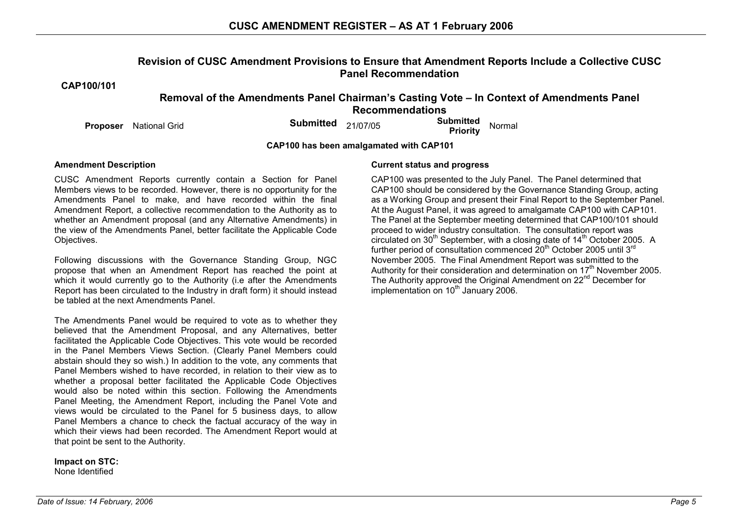## Revision of CUSC Amendment Provisions to Ensure that Amendment Reports Include a Collective CUSC Panel Recommendation

**CAP100/101**

## Removal of the Amendments Panel Chairman's Casting Vote – In Context of Amendments Panel Recommendations

**Proposer** National Grid **Submitted** 21/07/05 **Submitted Priority** Normal

**CAP100 has been amalgamated with CAP101**

**Amendment Description**

CUSC Amendment Reports currently contain a Section for Panel Members views to be recorded. However, there is no opportunity for the Amendments Panel to make, and have recorded within the final Amendment Report, a collective recommendation to the Authority as to whether an Amendment proposal (and any Alternative Amendments) in the view of the Amendments Panel, better facilitate the Applicable Code Objectives.

Following discussions with the Governance Standing Group, NGC propose that when an Amendment Report has reached the point at which it would currently go to the Authority (i.e after the Amendments Report has been circulated to the Industry in draft form) it should instead be tabled at the next Amendments Panel.

The Amendments Panel would be required to vote as to whether they believed that the Amendment Proposal, and any Alternatives, better facilitated the Applicable Code Objectives. This vote would be recorded in the Panel Members Views Section. (Clearly Panel Members could abstain should they so wish.) In addition to the vote, any comments that Panel Members wished to have recorded, in relation to their view as to whether a proposal better facilitated the Applicable Code Objectives would also be noted within this section. Following the Amendments Panel Meeting, the Amendment Report, including the Panel Vote and views would be circulated to the Panel for 5 business days, to allow Panel Members a chance to check the factual accuracy of the way in which their views had been recorded. The Amendment Report would at that point be sent to the Authority.

**Impact on STC:**
None Identified

**Current status and progress**

CAP100 was presented to the July Panel. The Panel determined that CAP100 should be considered by the Governance Standing Group, acting as a Working Group and present their Final Report to the September Panel. At the August Panel, it was agreed to amalgamate CAP100 with CAP101. The Panel at the September meeting determined that CAP100/101 should proceed to wider industry consultation. The consultation report was circulated on 30th September, with a closing date of 14th October 2005. A further period of consultation commenced 20th October 2005 until 3rd November 2005. The Final Amendment Report was submitted to the Authority for their consideration and determination on 17th November 2005. The Authority approved the Original Amendment on 22nd December for implementation on 10th January 2006.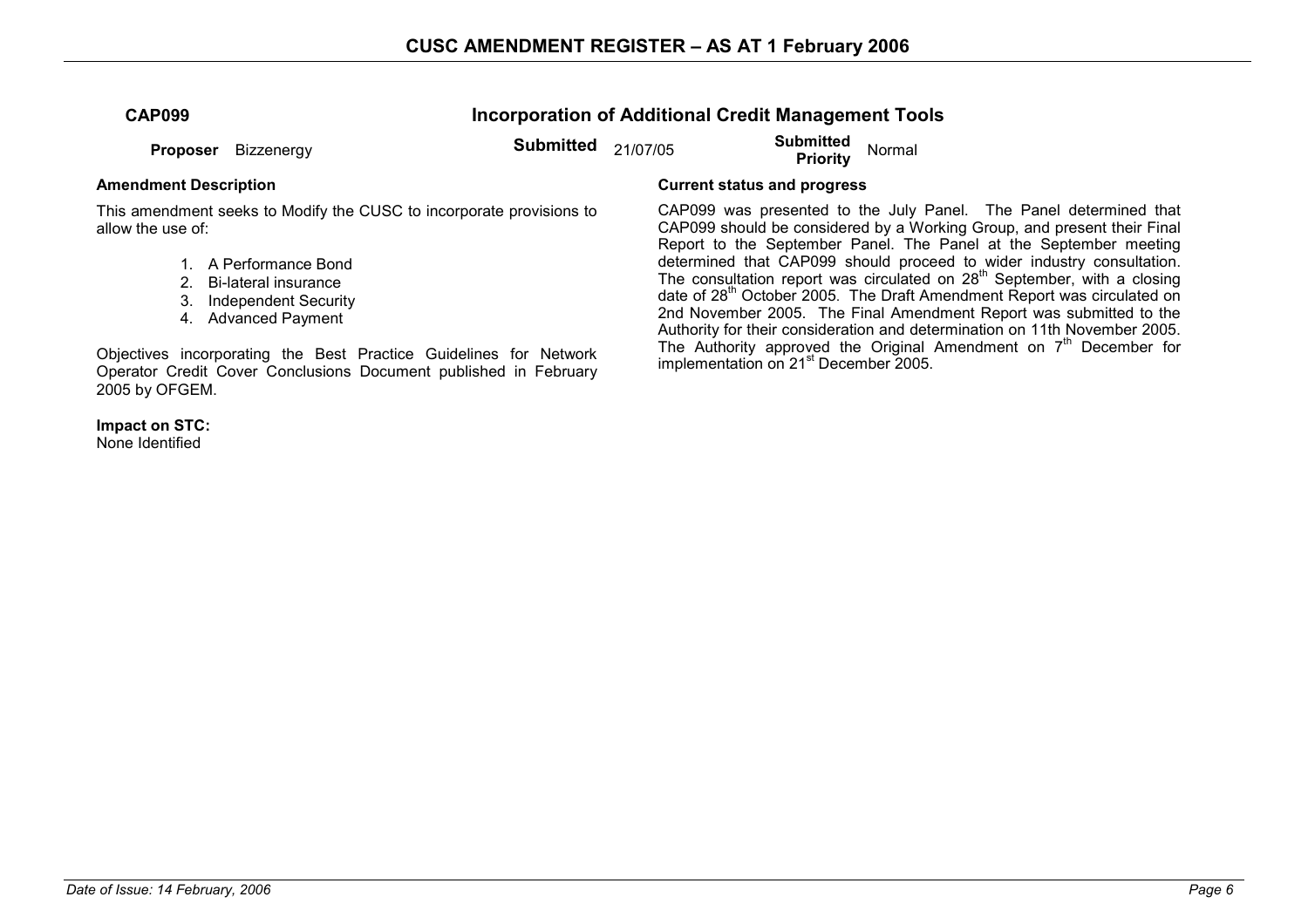## CAP099 — Incorporation of Additional Credit Management Tools

**Proposer** Bizzenergy **Submitted** 21/07/05 **Submitted Priority** Normal

**Amendment Description**

This amendment seeks to Modify the CUSC to incorporate provisions to allow the use of:

1. A Performance Bond
2. Bi-lateral insurance
3. Independent Security
4. Advanced Payment

Objectives incorporating the Best Practice Guidelines for Network Operator Credit Cover Conclusions Document published in February 2005 by OFGEM.

**Impact on STC:**
None Identified

**Current status and progress**

CAP099 was presented to the July Panel. The Panel determined that CAP099 should be considered by a Working Group, and present their Final Report to the September Panel. The Panel at the September meeting determined that CAP099 should proceed to wider industry consultation. The consultation report was circulated on 28th September, with a closing date of 28th October 2005. The Draft Amendment Report was circulated on 2nd November 2005. The Final Amendment Report was submitted to the Authority for their consideration and determination on 11th November 2005. The Authority approved the Original Amendment on 7th December for implementation on 21st December 2005.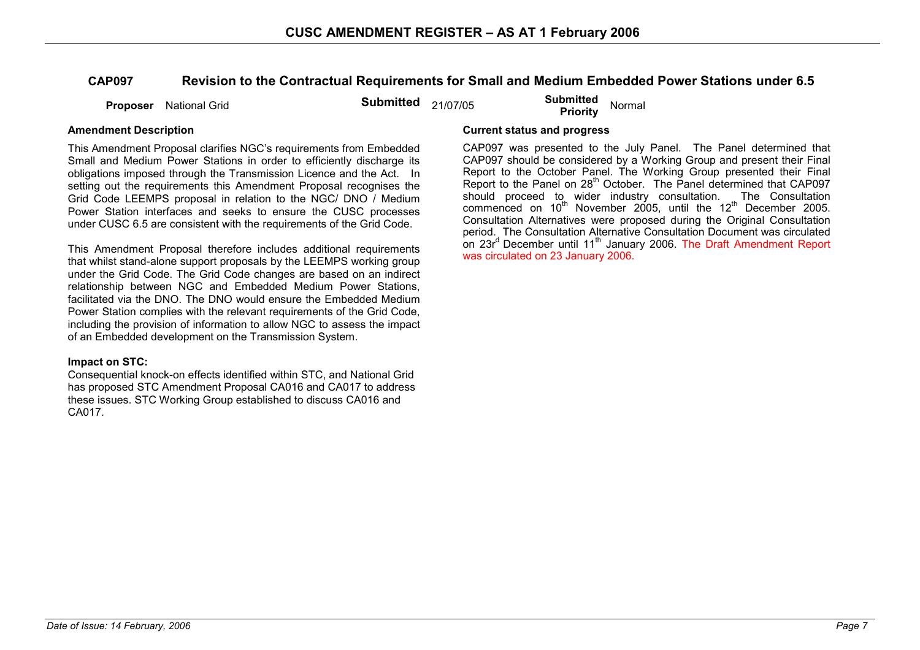## CAP097 Revision to the Contractual Requirements for Small and Medium Embedded Power Stations under 6.5

**Proposer** National Grid **Submitted** 21/07/05 **Submitted Priority** Normal

**Amendment Description**

This Amendment Proposal clarifies NGC's requirements from Embedded Small and Medium Power Stations in order to efficiently discharge its obligations imposed through the Transmission Licence and the Act. In setting out the requirements this Amendment Proposal recognises the Grid Code LEEMPS proposal in relation to the NGC/ DNO / Medium Power Station interfaces and seeks to ensure the CUSC processes under CUSC 6.5 are consistent with the requirements of the Grid Code.

This Amendment Proposal therefore includes additional requirements that whilst stand-alone support proposals by the LEEMPS working group under the Grid Code. The Grid Code changes are based on an indirect relationship between NGC and Embedded Medium Power Stations, facilitated via the DNO. The DNO would ensure the Embedded Medium Power Station complies with the relevant requirements of the Grid Code, including the provision of information to allow NGC to assess the impact of an Embedded development on the Transmission System.

**Impact on STC:**

Consequential knock-on effects identified within STC, and National Grid has proposed STC Amendment Proposal CA016 and CA017 to address these issues. STC Working Group established to discuss CA016 and CA017.

**Current status and progress**

CAP097 was presented to the July Panel. The Panel determined that CAP097 should be considered by a Working Group and present their Final Report to the October Panel. The Working Group presented their Final Report to the Panel on 28th October. The Panel determined that CAP097 should proceed to wider industry consultation. The Consultation commenced on 10th November 2005, until the 12th December 2005. Consultation Alternatives were proposed during the Original Consultation period. The Consultation Alternative Consultation Document was circulated on 23rd December until 11th January 2006. The Draft Amendment Report was circulated on 23 January 2006.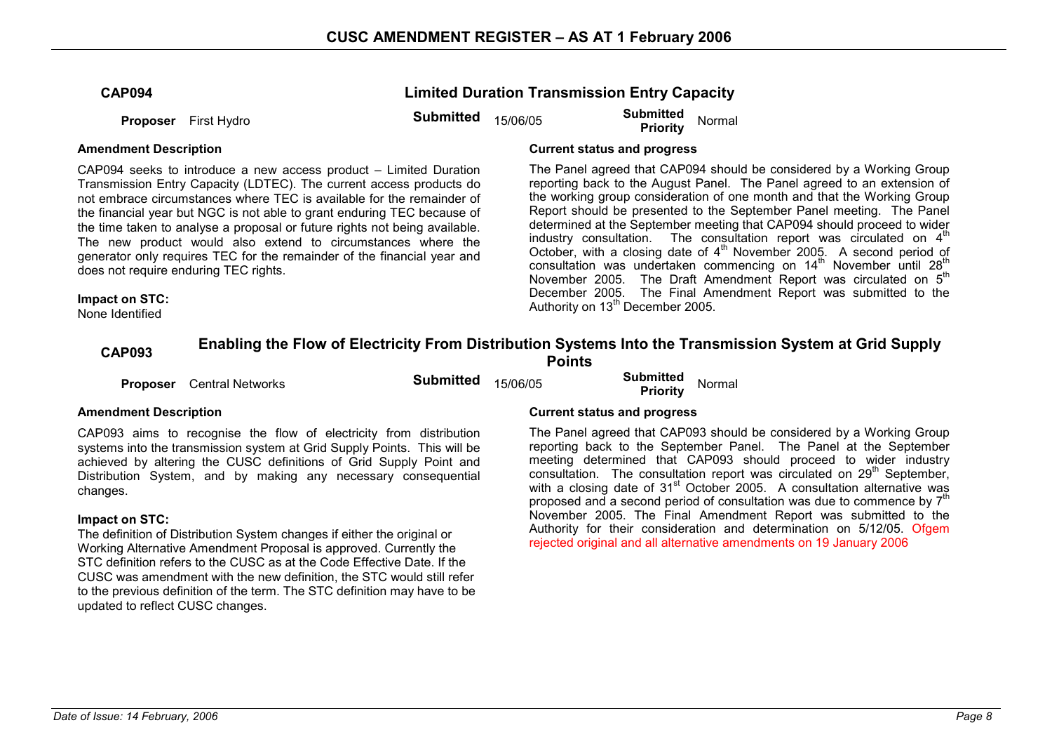## CAP094 — Limited Duration Transmission Entry Capacity

**Proposer** First Hydro **Submitted** 15/06/05 **Submitted Priority** Normal

**Amendment Description**

CAP094 seeks to introduce a new access product – Limited Duration Transmission Entry Capacity (LDTEC). The current access products do not embrace circumstances where TEC is available for the remainder of the financial year but NGC is not able to grant enduring TEC because of the time taken to analyse a proposal or future rights not being available. The new product would also extend to circumstances where the generator only requires TEC for the remainder of the financial year and does not require enduring TEC rights.

**Impact on STC:**
None Identified

**Current status and progress**

The Panel agreed that CAP094 should be considered by a Working Group reporting back to the August Panel. The Panel agreed to an extension of the working group consideration of one month and that the Working Group Report should be presented to the September Panel meeting. The Panel determined at the September meeting that CAP094 should proceed to wider industry consultation. The consultation report was circulated on 4th October, with a closing date of 4th November 2005. A second period of consultation was undertaken commencing on 14th November until 28th November 2005. The Draft Amendment Report was circulated on 5th December 2005. The Final Amendment Report was submitted to the Authority on 13th December 2005.

## CAP093 — Enabling the Flow of Electricity From Distribution Systems Into the Transmission System at Grid Supply Points

**Proposer** Central Networks **Submitted** 15/06/05 **Submitted Priority** Normal

**Amendment Description**

CAP093 aims to recognise the flow of electricity from distribution systems into the transmission system at Grid Supply Points. This will be achieved by altering the CUSC definitions of Grid Supply Point and Distribution System, and by making any necessary consequential changes.

**Impact on STC:**
The definition of Distribution System changes if either the original or Working Alternative Amendment Proposal is approved. Currently the STC definition refers to the CUSC as at the Code Effective Date. If the CUSC was amendment with the new definition, the STC would still refer to the previous definition of the term. The STC definition may have to be updated to reflect CUSC changes.

**Current status and progress**

The Panel agreed that CAP093 should be considered by a Working Group reporting back to the September Panel. The Panel at the September meeting determined that CAP093 should proceed to wider industry consultation. The consultation report was circulated on 29th September, with a closing date of 31st October 2005. A consultation alternative was proposed and a second period of consultation was due to commence by 7th November 2005. The Final Amendment Report was submitted to the Authority for their consideration and determination on 5/12/05. Ofgem rejected original and all alternative amendments on 19 January 2006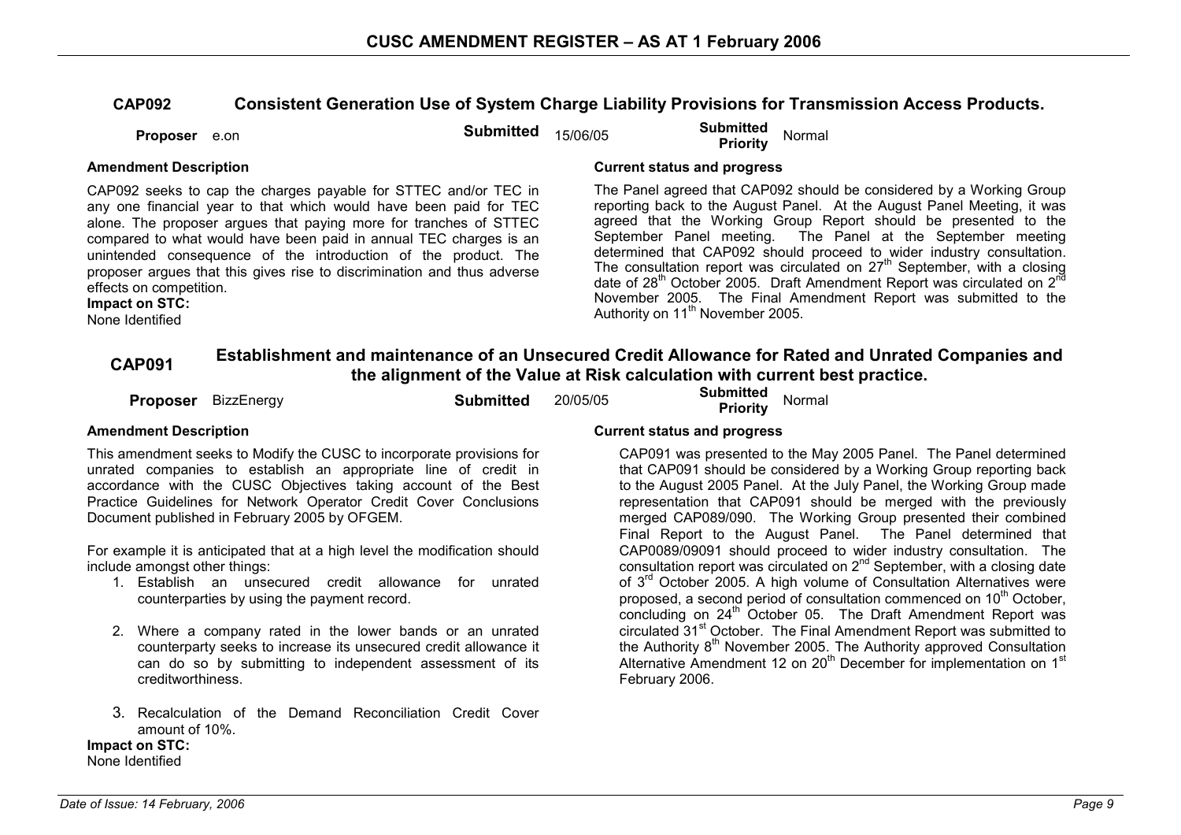## CAP092 Consistent Generation Use of System Charge Liability Provisions for Transmission Access Products.

**Proposer** e.on **Submitted** 15/06/05 **Submitted Priority** Normal

**Amendment Description**

CAP092 seeks to cap the charges payable for STTEC and/or TEC in any one financial year to that which would have been paid for TEC alone. The proposer argues that paying more for tranches of STTEC compared to what would have been paid in annual TEC charges is an unintended consequence of the introduction of the product. The proposer argues that this gives rise to discrimination and thus adverse effects on competition.

**Impact on STC:**
None Identified

**Current status and progress**

The Panel agreed that CAP092 should be considered by a Working Group reporting back to the August Panel. At the August Panel Meeting, it was agreed that the Working Group Report should be presented to the September Panel meeting. The Panel at the September meeting determined that CAP092 should proceed to wider industry consultation. The consultation report was circulated on 27th September, with a closing date of 28th October 2005. Draft Amendment Report was circulated on 2nd November 2005. The Final Amendment Report was submitted to the Authority on 11th November 2005.

## CAP091 Establishment and maintenance of an Unsecured Credit Allowance for Rated and Unrated Companies and the alignment of the Value at Risk calculation with current best practice.

**Proposer** BizzEnergy **Submitted** 20/05/05 **Submitted Priority** Normal

**Amendment Description**

This amendment seeks to Modify the CUSC to incorporate provisions for unrated companies to establish an appropriate line of credit in accordance with the CUSC Objectives taking account of the Best Practice Guidelines for Network Operator Credit Cover Conclusions Document published in February 2005 by OFGEM.

For example it is anticipated that at a high level the modification should include amongst other things:

1. Establish an unsecured credit allowance for unrated counterparties by using the payment record.
2. Where a company rated in the lower bands or an unrated counterparty seeks to increase its unsecured credit allowance it can do so by submitting to independent assessment of its creditworthiness.
3. Recalculation of the Demand Reconciliation Credit Cover amount of 10%.

**Impact on STC:**
None Identified

**Current status and progress**

CAP091 was presented to the May 2005 Panel. The Panel determined that CAP091 should be considered by a Working Group reporting back to the August 2005 Panel. At the July Panel, the Working Group made representation that CAP091 should be merged with the previously merged CAP089/090. The Working Group presented their combined Final Report to the August Panel. The Panel determined that CAP0089/09091 should proceed to wider industry consultation. The consultation report was circulated on 2nd September, with a closing date of 3rd October 2005. A high volume of Consultation Alternatives were proposed, a second period of consultation commenced on 10th October, concluding on 24th October 05. The Draft Amendment Report was circulated 31st October. The Final Amendment Report was submitted to the Authority 8th November 2005. The Authority approved Consultation Alternative Amendment 12 on 20th December for implementation on 1st February 2006.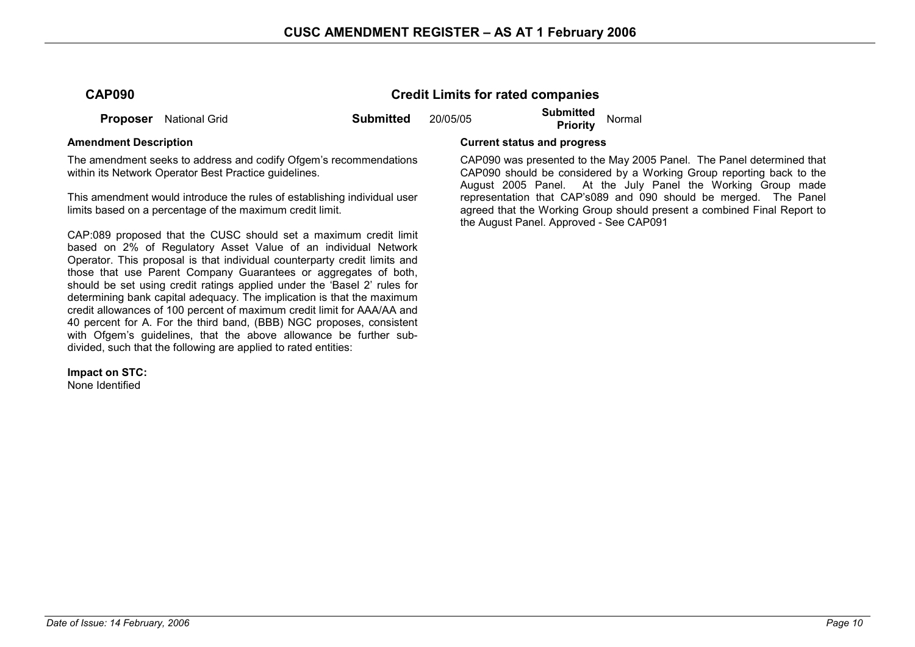## CAP090 — Credit Limits for rated companies

**Proposer** National Grid **Submitted** 20/05/05 **Submitted Priority** Normal

### Amendment Description

The amendment seeks to address and codify Ofgem's recommendations within its Network Operator Best Practice guidelines.

This amendment would introduce the rules of establishing individual user limits based on a percentage of the maximum credit limit.

CAP:089 proposed that the CUSC should set a maximum credit limit based on 2% of Regulatory Asset Value of an individual Network Operator. This proposal is that individual counterparty credit limits and those that use Parent Company Guarantees or aggregates of both, should be set using credit ratings applied under the 'Basel 2' rules for determining bank capital adequacy. The implication is that the maximum credit allowances of 100 percent of maximum credit limit for AAA/AA and 40 percent for A. For the third band, (BBB) NGC proposes, consistent with Ofgem's guidelines, that the above allowance be further sub-divided, such that the following are applied to rated entities:

**Impact on STC:**
None Identified

### Current status and progress

CAP090 was presented to the May 2005 Panel. The Panel determined that CAP090 should be considered by a Working Group reporting back to the August 2005 Panel. At the July Panel the Working Group made representation that CAP's089 and 090 should be merged. The Panel agreed that the Working Group should present a combined Final Report to the August Panel. Approved - See CAP091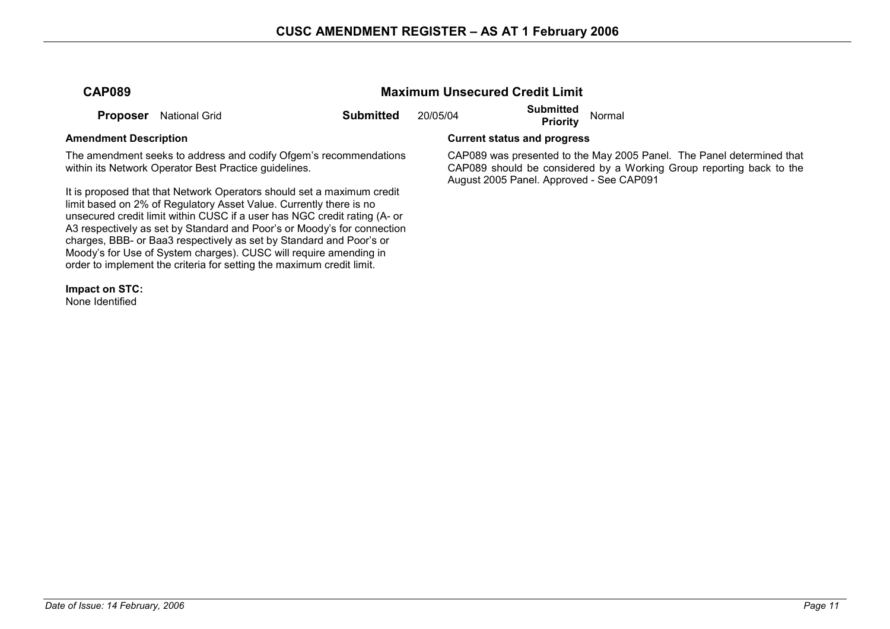## CAP089 — Maximum Unsecured Credit Limit

**Proposer** National Grid **Submitted** 20/05/04 **Submitted Priority** Normal

**Amendment Description**

The amendment seeks to address and codify Ofgem's recommendations within its Network Operator Best Practice guidelines.

It is proposed that that Network Operators should set a maximum credit limit based on 2% of Regulatory Asset Value. Currently there is no unsecured credit limit within CUSC if a user has NGC credit rating (A- or A3 respectively as set by Standard and Poor's or Moody's for connection charges, BBB- or Baa3 respectively as set by Standard and Poor's or Moody's for Use of System charges). CUSC will require amending in order to implement the criteria for setting the maximum credit limit.

**Impact on STC:**
None Identified

**Current status and progress**

CAP089 was presented to the May 2005 Panel. The Panel determined that CAP089 should be considered by a Working Group reporting back to the August 2005 Panel. Approved - See CAP091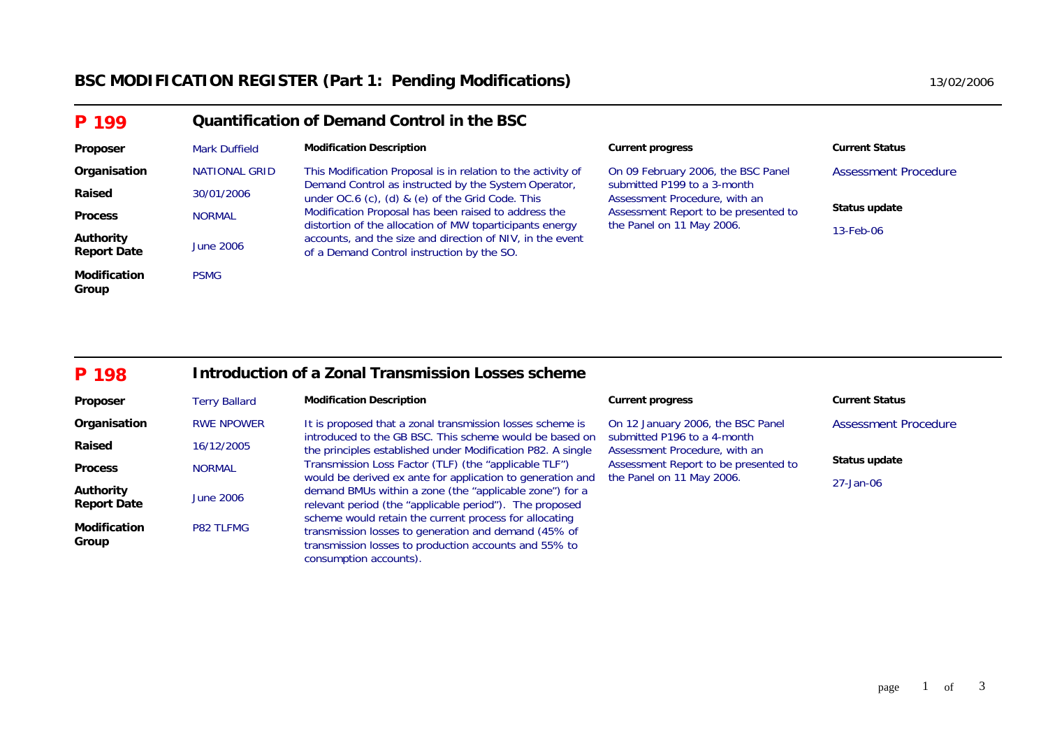# BSC MODIFICATION REGISTER (Part 1: Pending Modifications)

13/02/2006

## P 199 Quantification of Demand Control in the BSC

| | | Modification Description | Current progress | Current Status |
|---|---|---|---|---|
| **Proposer** | Mark Duffield | This Modification Proposal is in relation to the activity of Demand Control as instructed by the System Operator, under OC.6 (c), (d) & (e) of the Grid Code. This Modification Proposal has been raised to address the distortion of the allocation of MW toparticipants energy accounts, and the size and direction of NIV, in the event of a Demand Control instruction by the SO. | On 09 February 2006, the BSC Panel submitted P199 to a 3-month Assessment Procedure, with an Assessment Report to be presented to the Panel on 11 May 2006. | Assessment Procedure |
| **Organisation** | NATIONAL GRID | | | **Status update** |
| **Raised** | 30/01/2006 | | | 13-Feb-06 |
| **Process** | NORMAL | | | |
| **Authority Report Date** | June 2006 | | | |
| **Modification Group** | PSMG | | | |

## P 198 Introduction of a Zonal Transmission Losses scheme

| | | Modification Description | Current progress | Current Status |
|---|---|---|---|---|
| **Proposer** | Terry Ballard | It is proposed that a zonal transmission losses scheme is introduced to the GB BSC. This scheme would be based on the principles established under Modification P82. A single Transmission Loss Factor (TLF) (the "applicable TLF") would be derived ex ante for application to generation and demand BMUs within a zone (the "applicable zone") for a relevant period (the "applicable period"). The proposed scheme would retain the current process for allocating transmission losses to generation and demand (45% of transmission losses to production accounts and 55% to consumption accounts). | On 12 January 2006, the BSC Panel submitted P196 to a 4-month Assessment Procedure, with an Assessment Report to be presented to the Panel on 11 May 2006. | Assessment Procedure |
| **Organisation** | RWE NPOWER | | | **Status update** |
| **Raised** | 16/12/2005 | | | 27-Jan-06 |
| **Process** | NORMAL | | | |
| **Authority Report Date** | June 2006 | | | |
| **Modification Group** | P82 TLFMG | | | |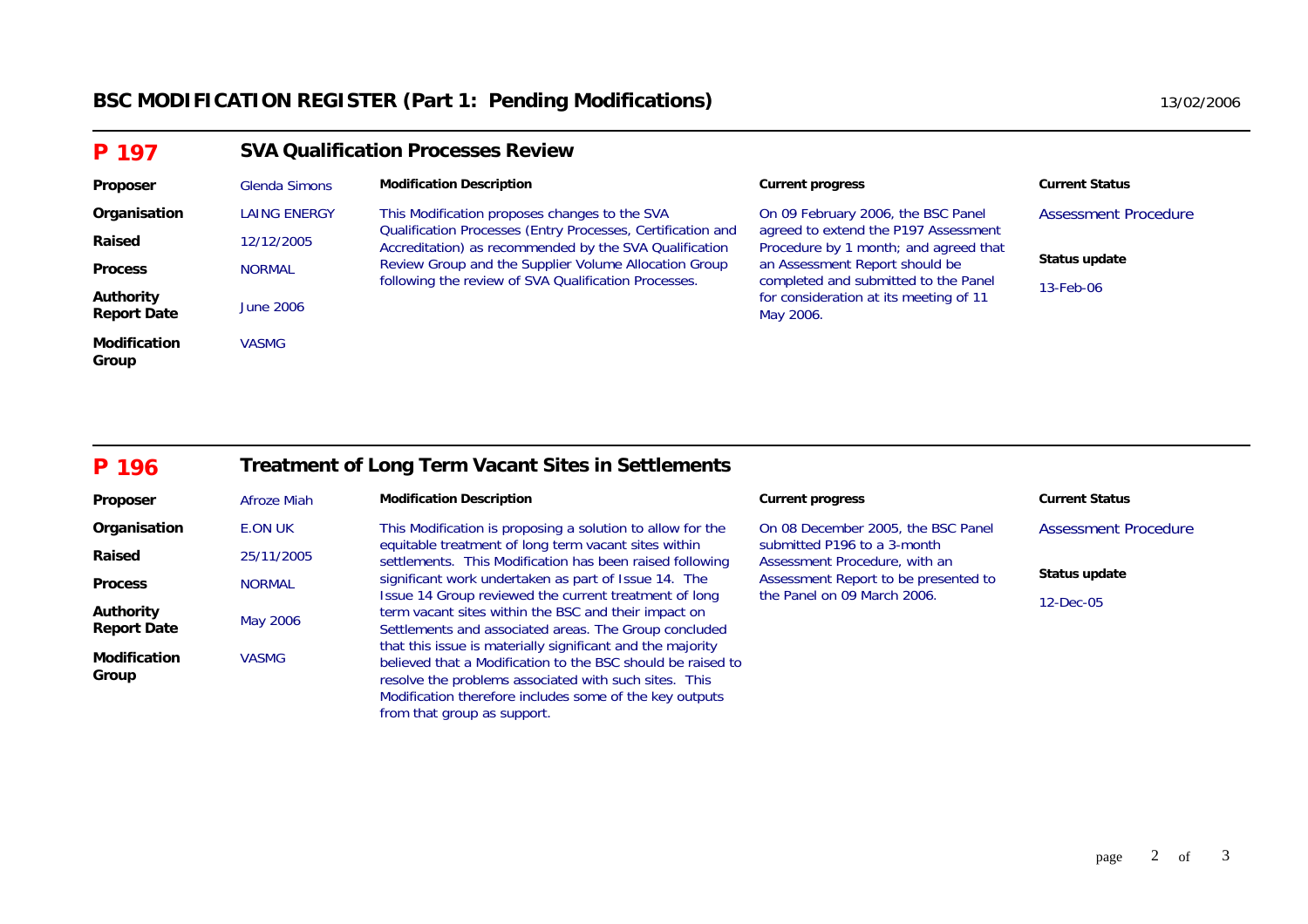# BSC MODIFICATION REGISTER (Part 1: Pending Modifications)

13/02/2006

## P 197 SVA Qualification Processes Review

| | | Modification Description | Current progress | Current Status |
|---|---|---|---|---|
| **Proposer** | Glenda Simons | This Modification proposes changes to the SVA Qualification Processes (Entry Processes, Certification and Accreditation) as recommended by the SVA Qualification Review Group and the Supplier Volume Allocation Group following the review of SVA Qualification Processes. | On 09 February 2006, the BSC Panel agreed to extend the P197 Assessment Procedure by 1 month; and agreed that an Assessment Report should be completed and submitted to the Panel for consideration at its meeting of 11 May 2006. | Assessment Procedure |
| **Organisation** | LAING ENERGY | | | **Status update** |
| **Raised** | 12/12/2005 | | | 13-Feb-06 |
| **Process** | NORMAL | | | |
| **Authority Report Date** | June 2006 | | | |
| **Modification Group** | VASMG | | | |

## P 196 Treatment of Long Term Vacant Sites in Settlements

| | | Modification Description | Current progress | Current Status |
|---|---|---|---|---|
| **Proposer** | Afroze Miah | This Modification is proposing a solution to allow for the equitable treatment of long term vacant sites within settlements. This Modification has been raised following significant work undertaken as part of Issue 14. The Issue 14 Group reviewed the current treatment of long term vacant sites within the BSC and their impact on Settlements and associated areas. The Group concluded that this issue is materially significant and the majority believed that a Modification to the BSC should be raised to resolve the problems associated with such sites. This Modification therefore includes some of the key outputs from that group as support. | On 08 December 2005, the BSC Panel submitted P196 to a 3-month Assessment Procedure, with an Assessment Report to be presented to the Panel on 09 March 2006. | Assessment Procedure |
| **Organisation** | E.ON UK | | | **Status update** |
| **Raised** | 25/11/2005 | | | 12-Dec-05 |
| **Process** | NORMAL | | | |
| **Authority Report Date** | May 2006 | | | |
| **Modification Group** | VASMG | | | |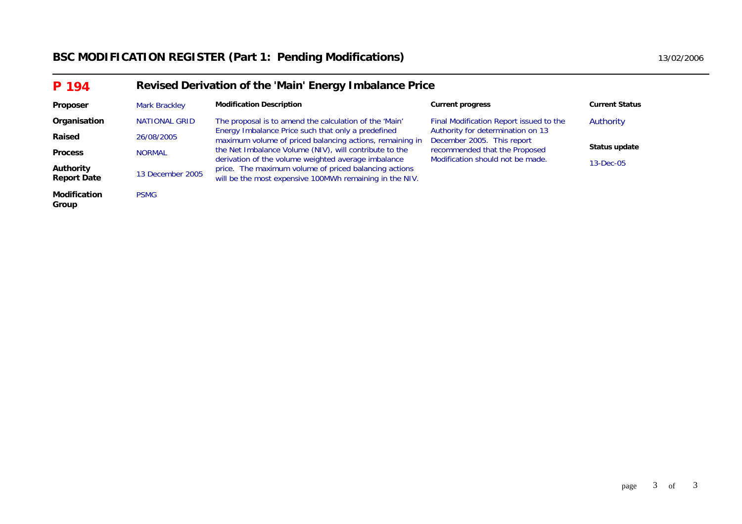# BSC MODIFICATION REGISTER (Part 1: Pending Modifications)

13/02/2006

## P 194 — Revised Derivation of the 'Main' Energy Imbalance Price

| | | **Modification Description** | **Current progress** | **Current Status** |
|---|---|---|---|---|
| **Proposer** | Mark Brackley | The proposal is to amend the calculation of the 'Main' Energy Imbalance Price such that only a predefined maximum volume of priced balancing actions, remaining in the Net Imbalance Volume (NIV), will contribute to the derivation of the volume weighted average imbalance price. The maximum volume of priced balancing actions will be the most expensive 100MWh remaining in the NIV. | Final Modification Report issued to the Authority for determination on 13 December 2005. This report recommended that the Proposed Modification should not be made. | Authority |
| **Organisation** | NATIONAL GRID | | | **Status update** |
| **Raised** | 26/08/2005 | | | 13-Dec-05 |
| **Process** | NORMAL | | | |
| **Authority Report Date** | 13 December 2005 | | | |
| **Modification Group** | PSMG | | | |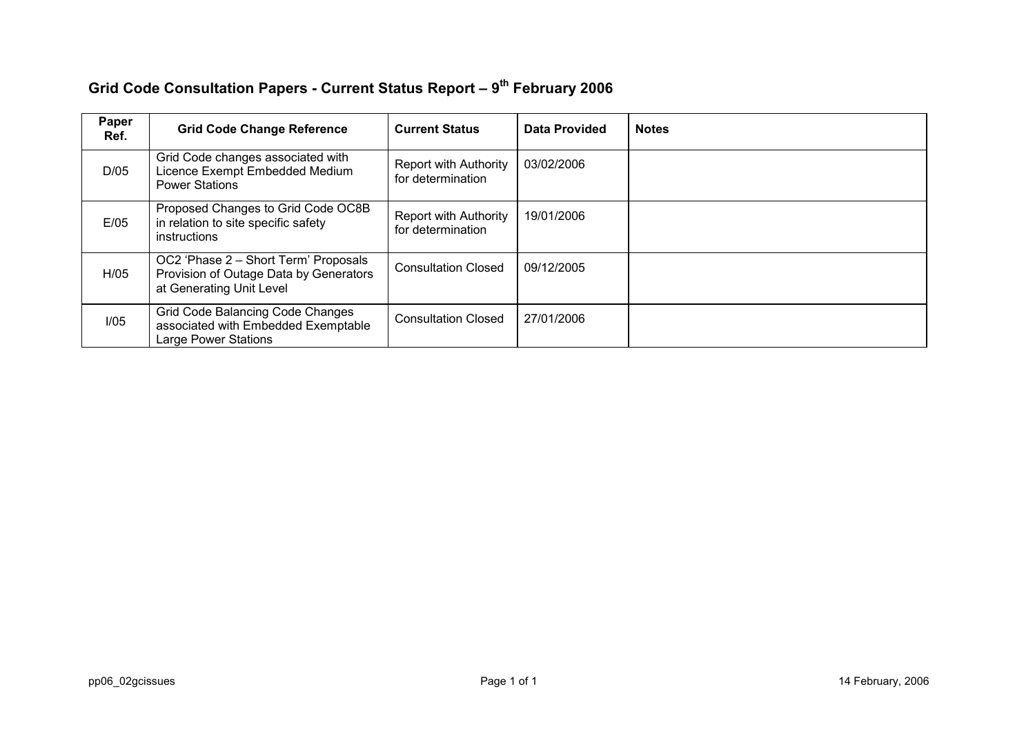## Grid Code Consultation Papers - Current Status Report – 9th February 2006

| Paper Ref. | Grid Code Change Reference | Current Status | Data Provided | Notes |
|---|---|---|---|---|
| D/05 | Grid Code changes associated with Licence Exempt Embedded Medium Power Stations | Report with Authority for determination | 03/02/2006 | |
| E/05 | Proposed Changes to Grid Code OC8B in relation to site specific safety instructions | Report with Authority for determination | 19/01/2006 | |
| H/05 | OC2 'Phase 2 – Short Term' Proposals Provision of Outage Data by Generators at Generating Unit Level | Consultation Closed | 09/12/2005 | |
| I/05 | Grid Code Balancing Code Changes associated with Embedded Exemptable Large Power Stations | Consultation Closed | 27/01/2006 | |